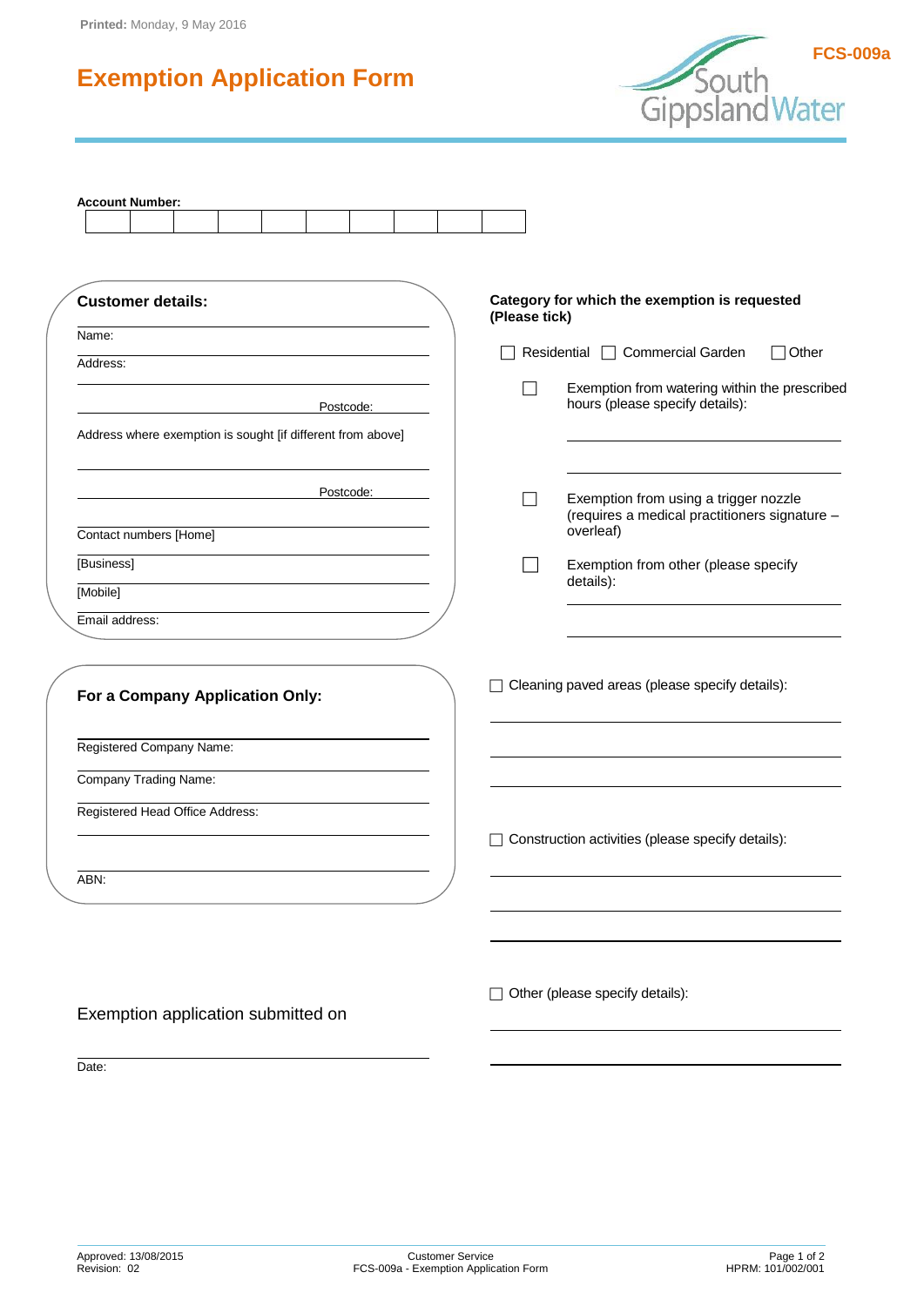Printed: Monday, 9 May 2016

# Exemption Application Form

FCS-009a

South Gippsland Water

**Account Number:**

| | | | | | | | | | |
|---|---|---|---|---|---|---|---|---|---|
| | | | | | | | | | |

## Customer details:

Name:

Address:

Postcode:

Address where exemption is sought [if different from above]

Postcode:

Contact numbers [Home]

[Business]

[Mobile]

Email address:

## For a Company Application Only:

Registered Company Name:

Company Trading Name:

Registered Head Office Address:

ABN:

Exemption application submitted on

Date:

**Category for which the exemption is requested (Please tick)**

☐ Residential ☐ Commercial Garden ☐ Other

☐ Exemption from watering within the prescribed hours (please specify details):

☐ Exemption from using a trigger nozzle (requires a medical practitioners signature – overleaf)

☐ Exemption from other (please specify details):

☐ Cleaning paved areas (please specify details):

☐ Construction activities (please specify details):

☐ Other (please specify details):

Approved: 13/08/2015
Revision: 02

Customer Service
FCS-009a - Exemption Application Form

HPRM: 101/002/001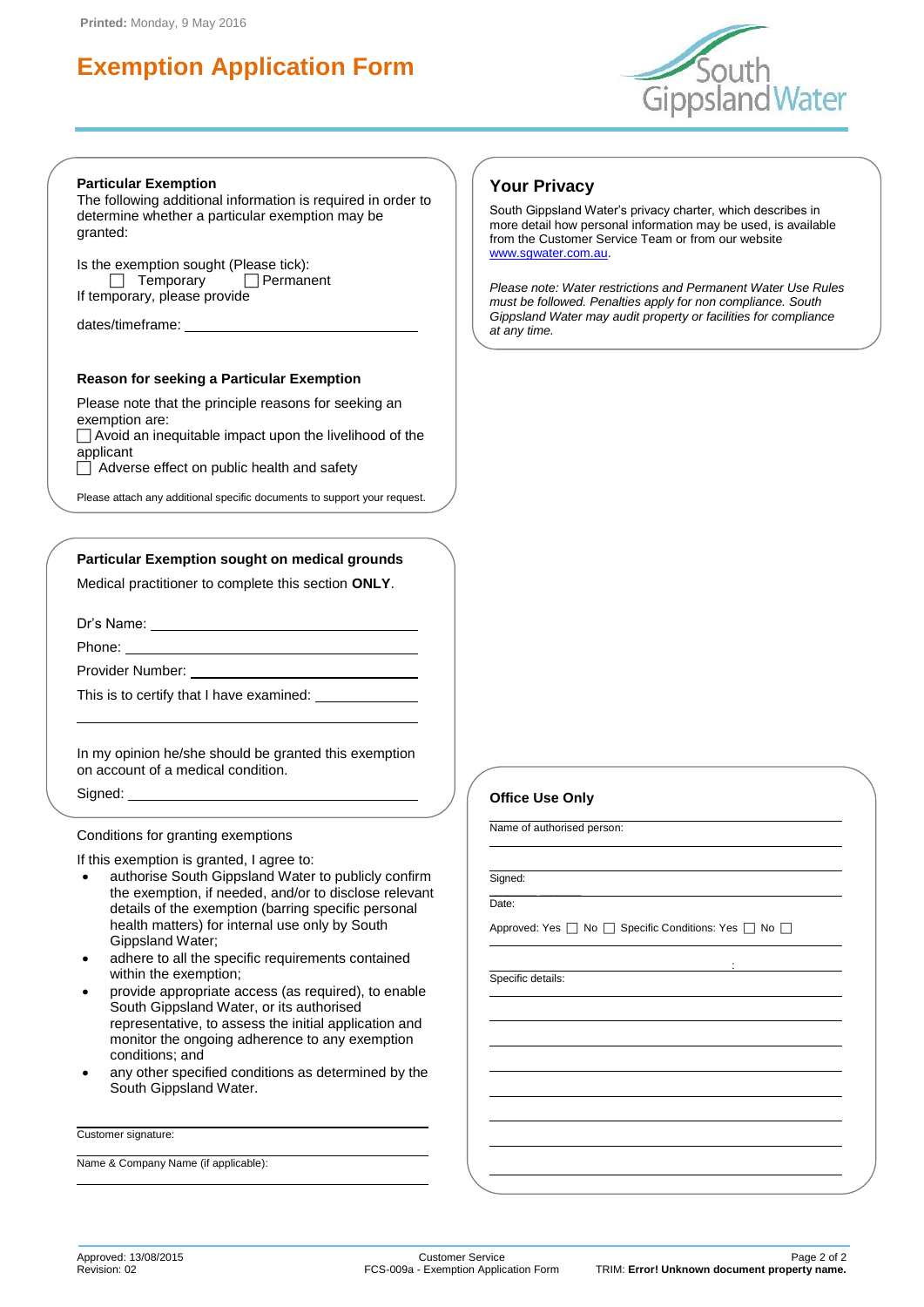# Exemption Application Form

## Particular Exemption

The following additional information is required in order to determine whether a particular exemption may be granted:

Is the exemption sought (Please tick):
☐ Temporary ☐ Permanent
If temporary, please provide

dates/timeframe: ______________________________

### Reason for seeking a Particular Exemption

Please note that the principle reasons for seeking an exemption are:
☐ Avoid an inequitable impact upon the livelihood of the applicant
☐ Adverse effect on public health and safety

Please attach any additional specific documents to support your request.

### Particular Exemption sought on medical grounds

Medical practitioner to complete this section **ONLY**.

Dr's Name: ______________________________

Phone: ______________________________

Provider Number: ______________________________

This is to certify that I have examined: ______________

______________________________

In my opinion he/she should be granted this exemption on account of a medical condition.

Signed: ______________________________

Conditions for granting exemptions

If this exemption is granted, I agree to:

- authorise South Gippsland Water to publicly confirm the exemption, if needed, and/or to disclose relevant details of the exemption (barring specific personal health matters) for internal use only by South Gippsland Water;
- adhere to all the specific requirements contained within the exemption;
- provide appropriate access (as required), to enable South Gippsland Water, or its authorised representative, to assess the initial application and monitor the ongoing adherence to any exemption conditions; and
- any other specified conditions as determined by the South Gippsland Water.

______________________________
Customer signature:

Name & Company Name (if applicable):

______________________________

## Your Privacy

South Gippsland Water's privacy charter, which describes in more detail how personal information may be used, is available from the Customer Service Team or from our website www.sgwater.com.au.

*Please note: Water restrictions and Permanent Water Use Rules must be followed. Penalties apply for non compliance. South Gippsland Water may audit property or facilities for compliance at any time.*

### Office Use Only

Name of authorised person:

______________________________

Signed:

Date:

Approved: Yes ☐ No ☐ Specific Conditions: Yes ☐ No ☐

______________________________

Specific details:

______________________________

______________________________

______________________________

______________________________

______________________________

______________________________

______________________________

Approved: 13/08/2015
Revision: 02

Customer Service
FCS-009a - Exemption Application Form

TRIM: **Error! Unknown document property name.**